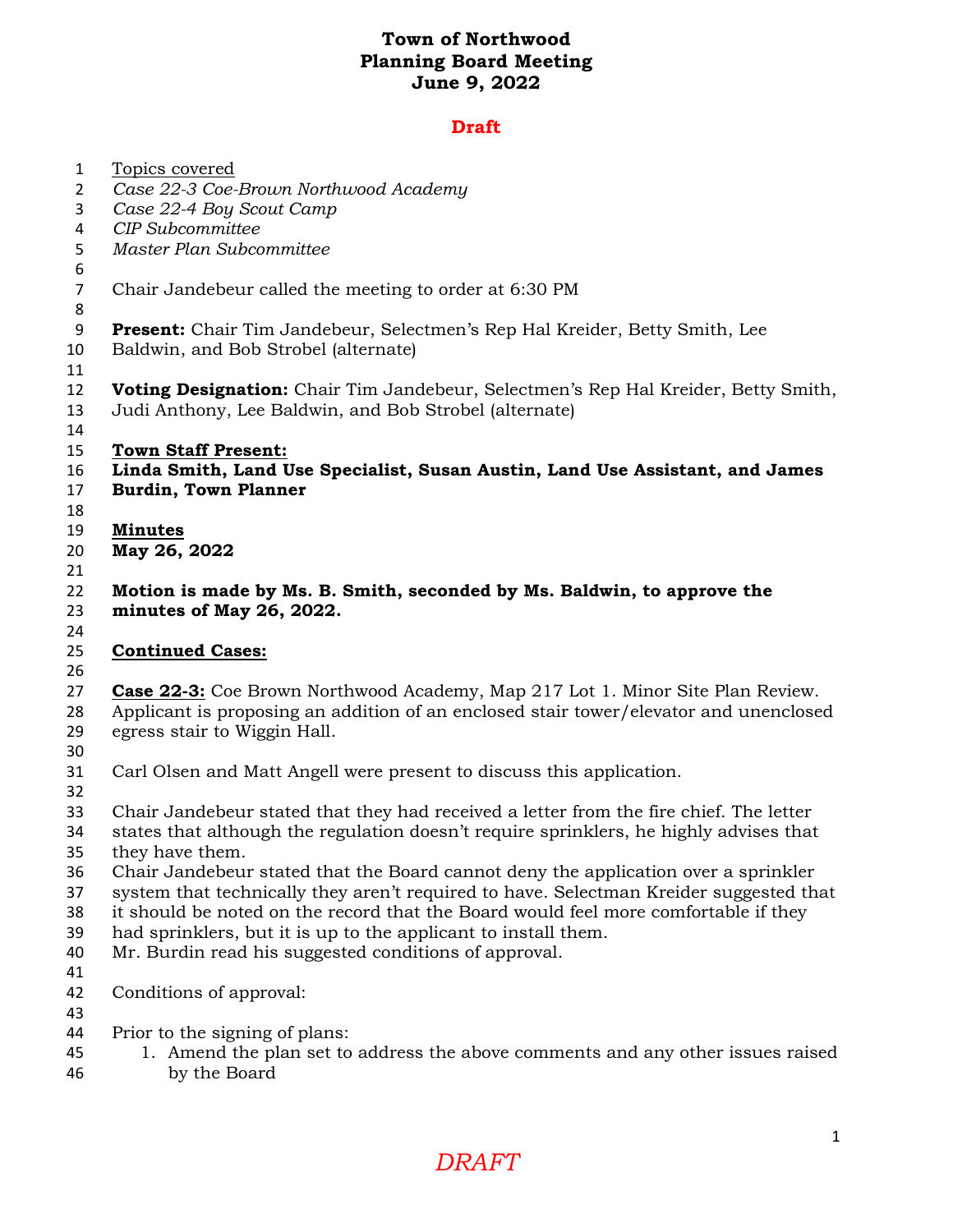# Town of Northwood
## Planning Board Meeting
## June 9, 2022

**Draft**

Topics covered
*Case 22-3 Coe-Brown Northwood Academy*
*Case 22-4 Boy Scout Camp*
*CIP Subcommittee*
*Master Plan Subcommittee*

Chair Jandebeur called the meeting to order at 6:30 PM

**Present:** Chair Tim Jandebeur, Selectmen's Rep Hal Kreider, Betty Smith, Lee Baldwin, and Bob Strobel (alternate)

**Voting Designation:** Chair Tim Jandebeur, Selectmen's Rep Hal Kreider, Betty Smith, Judi Anthony, Lee Baldwin, and Bob Strobel (alternate)

**Town Staff Present:**
**Linda Smith, Land Use Specialist, Susan Austin, Land Use Assistant, and James Burdin, Town Planner**

**Minutes**
**May 26, 2022**

**Motion is made by Ms. B. Smith, seconded by Ms. Baldwin, to approve the minutes of May 26, 2022.**

**Continued Cases:**

**Case 22-3:** Coe Brown Northwood Academy, Map 217 Lot 1. Minor Site Plan Review. Applicant is proposing an addition of an enclosed stair tower/elevator and unenclosed egress stair to Wiggin Hall.

Carl Olsen and Matt Angell were present to discuss this application.

Chair Jandebeur stated that they had received a letter from the fire chief. The letter states that although the regulation doesn't require sprinklers, he highly advises that they have them.
Chair Jandebeur stated that the Board cannot deny the application over a sprinkler system that technically they aren't required to have. Selectman Kreider suggested that it should be noted on the record that the Board would feel more comfortable if they had sprinklers, but it is up to the applicant to install them.
Mr. Burdin read his suggested conditions of approval.

Conditions of approval:

Prior to the signing of plans:

1. Amend the plan set to address the above comments and any other issues raised by the Board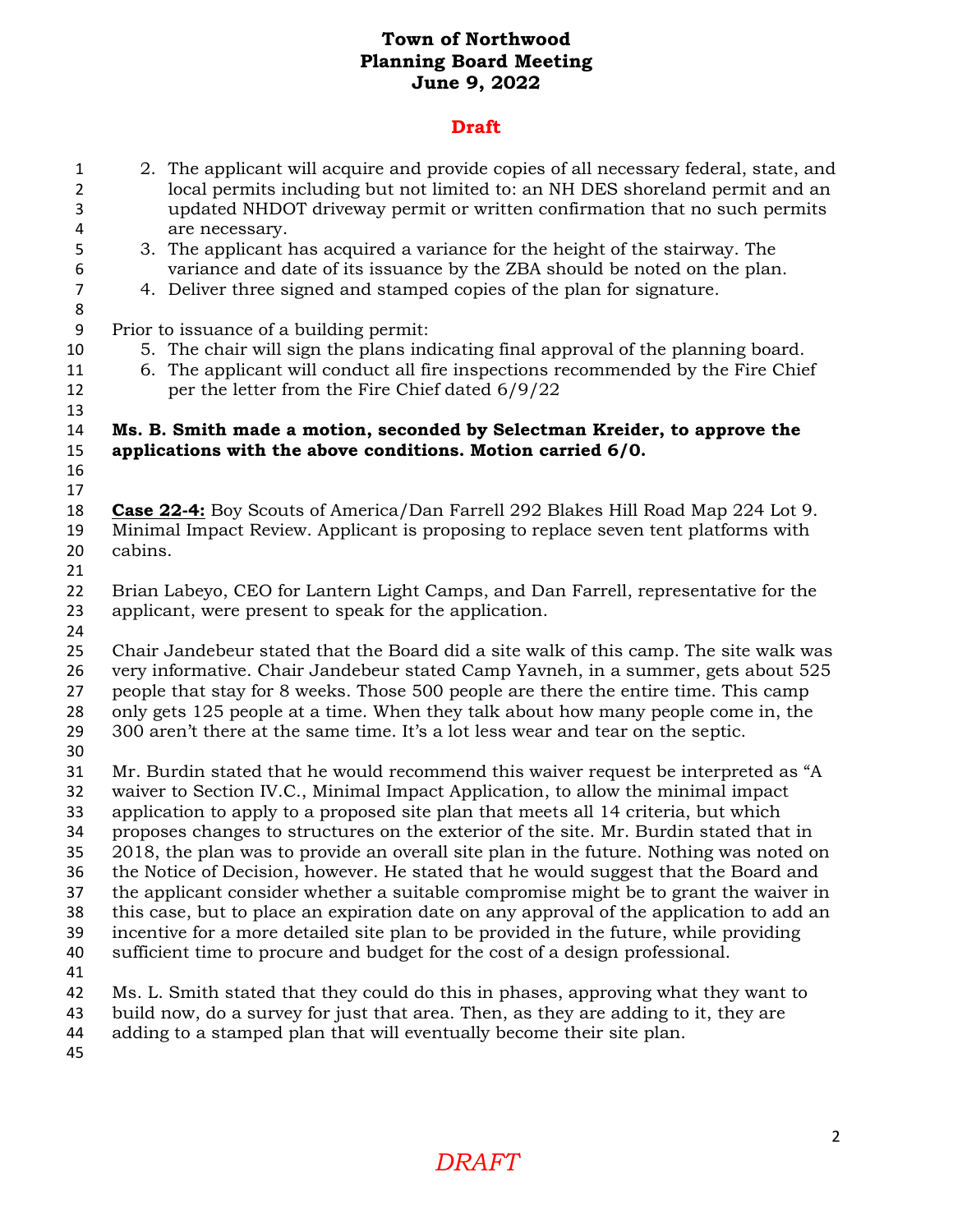**Town of Northwood**
**Planning Board Meeting**
**June 9, 2022**

**Draft**

2. The applicant will acquire and provide copies of all necessary federal, state, and local permits including but not limited to: an NH DES shoreland permit and an updated NHDOT driveway permit or written confirmation that no such permits are necessary.
3. The applicant has acquired a variance for the height of the stairway. The variance and date of its issuance by the ZBA should be noted on the plan.
4. Deliver three signed and stamped copies of the plan for signature.

Prior to issuance of a building permit:

5. The chair will sign the plans indicating final approval of the planning board.
6. The applicant will conduct all fire inspections recommended by the Fire Chief per the letter from the Fire Chief dated 6/9/22

**Ms. B. Smith made a motion, seconded by Selectman Kreider, to approve the applications with the above conditions. Motion carried 6/0.**

**Case 22-4:** Boy Scouts of America/Dan Farrell 292 Blakes Hill Road Map 224 Lot 9. Minimal Impact Review. Applicant is proposing to replace seven tent platforms with cabins.

Brian Labeyo, CEO for Lantern Light Camps, and Dan Farrell, representative for the applicant, were present to speak for the application.

Chair Jandebeur stated that the Board did a site walk of this camp. The site walk was very informative. Chair Jandebeur stated Camp Yavneh, in a summer, gets about 525 people that stay for 8 weeks. Those 500 people are there the entire time. This camp only gets 125 people at a time. When they talk about how many people come in, the 300 aren't there at the same time. It's a lot less wear and tear on the septic.

Mr. Burdin stated that he would recommend this waiver request be interpreted as "A waiver to Section IV.C., Minimal Impact Application, to allow the minimal impact application to apply to a proposed site plan that meets all 14 criteria, but which proposes changes to structures on the exterior of the site. Mr. Burdin stated that in 2018, the plan was to provide an overall site plan in the future. Nothing was noted on the Notice of Decision, however. He stated that he would suggest that the Board and the applicant consider whether a suitable compromise might be to grant the waiver in this case, but to place an expiration date on any approval of the application to add an incentive for a more detailed site plan to be provided in the future, while providing sufficient time to procure and budget for the cost of a design professional.

Ms. L. Smith stated that they could do this in phases, approving what they want to build now, do a survey for just that area. Then, as they are adding to it, they are adding to a stamped plan that will eventually become their site plan.

*DRAFT*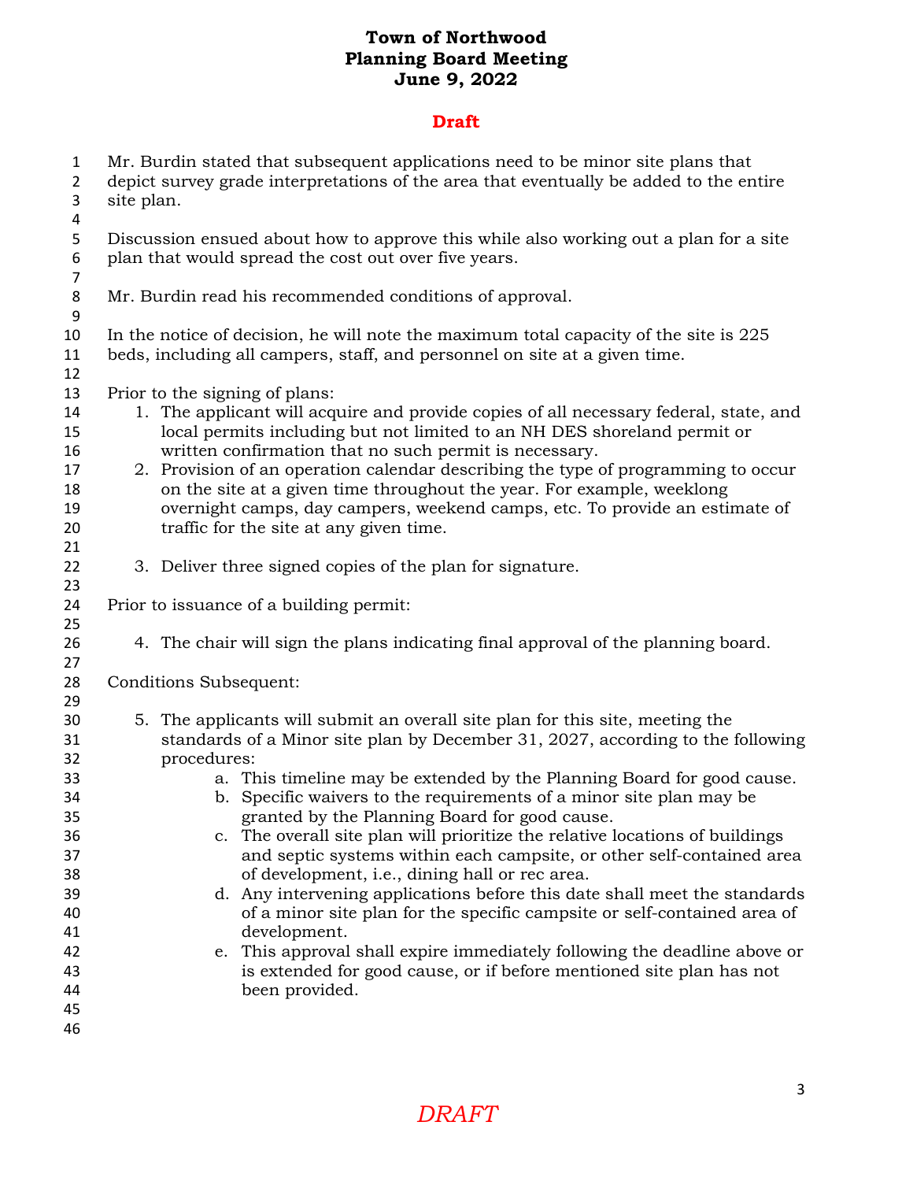# Town of Northwood
# Planning Board Meeting
# June 9, 2022

## Draft

Mr. Burdin stated that subsequent applications need to be minor site plans that depict survey grade interpretations of the area that eventually be added to the entire site plan.

Discussion ensued about how to approve this while also working out a plan for a site plan that would spread the cost out over five years.

Mr. Burdin read his recommended conditions of approval.

In the notice of decision, he will note the maximum total capacity of the site is 225 beds, including all campers, staff, and personnel on site at a given time.

Prior to the signing of plans:

1. The applicant will acquire and provide copies of all necessary federal, state, and local permits including but not limited to an NH DES shoreland permit or written confirmation that no such permit is necessary.
2. Provision of an operation calendar describing the type of programming to occur on the site at a given time throughout the year. For example, weeklong overnight camps, day campers, weekend camps, etc. To provide an estimate of traffic for the site at any given time.

3. Deliver three signed copies of the plan for signature.

Prior to issuance of a building permit:

4. The chair will sign the plans indicating final approval of the planning board.

Conditions Subsequent:

5. The applicants will submit an overall site plan for this site, meeting the standards of a Minor site plan by December 31, 2027, according to the following procedures:
    a. This timeline may be extended by the Planning Board for good cause.
    b. Specific waivers to the requirements of a minor site plan may be granted by the Planning Board for good cause.
    c. The overall site plan will prioritize the relative locations of buildings and septic systems within each campsite, or other self-contained area of development, i.e., dining hall or rec area.
    d. Any intervening applications before this date shall meet the standards of a minor site plan for the specific campsite or self-contained area of development.
    e. This approval shall expire immediately following the deadline above or is extended for good cause, or if before mentioned site plan has not been provided.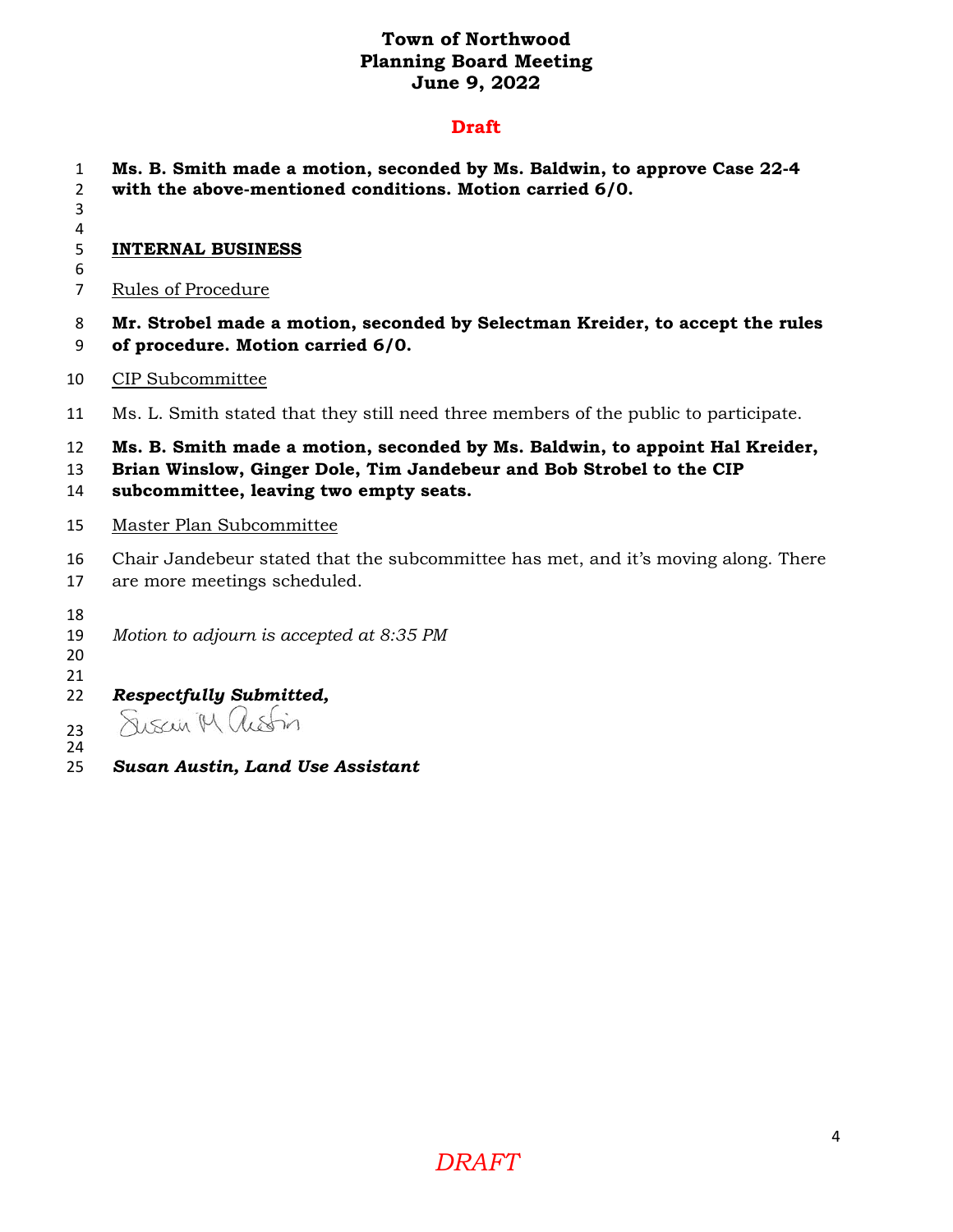# Town of Northwood
## Planning Board Meeting
## June 9, 2022

**Draft**

**Ms. B. Smith made a motion, seconded by Ms. Baldwin, to approve Case 22-4 with the above-mentioned conditions. Motion carried 6/0.**

**INTERNAL BUSINESS**

Rules of Procedure

**Mr. Strobel made a motion, seconded by Selectman Kreider, to accept the rules of procedure. Motion carried 6/0.**

CIP Subcommittee

Ms. L. Smith stated that they still need three members of the public to participate.

**Ms. B. Smith made a motion, seconded by Ms. Baldwin, to appoint Hal Kreider, Brian Winslow, Ginger Dole, Tim Jandebeur and Bob Strobel to the CIP subcommittee, leaving two empty seats.**

Master Plan Subcommittee

Chair Jandebeur stated that the subcommittee has met, and it's moving along. There are more meetings scheduled.

*Motion to adjourn is accepted at 8:35 PM*

***Respectfully Submitted,***

Susan M Austin

***Susan Austin, Land Use Assistant***

*DRAFT*